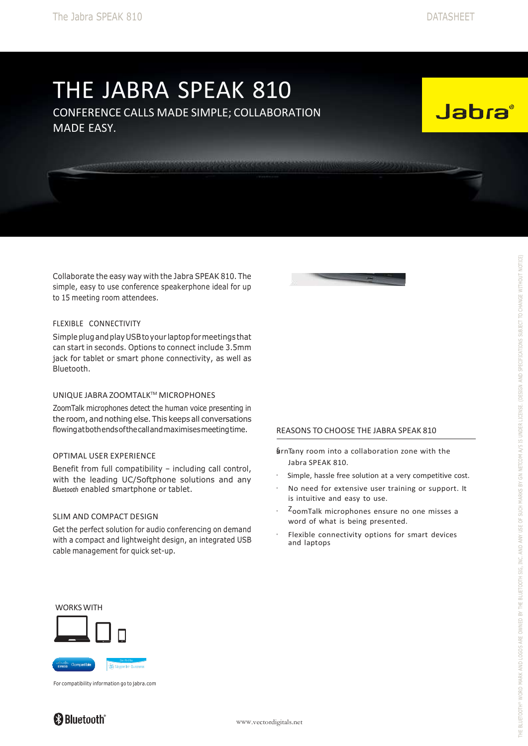# THE JABRA SPEAK 810

CONFERENCE CALLS MADE SIMPLE; COLLABORATION MADE EASY.

Collaborate the easy way with the Jabra SPEAK 810. The simple, easy to use conference speakerphone ideal for up to 15 meeting room attendees.

### FLEXIBLE CONNECTIVITY

Simple plug and play USB to your laptop for meetings that can start in seconds. Options to connect include 3.5mm jack for tablet or smart phone connectivity, as well as Bluetooth.

### UNIQUE JABRA ZOOMTALK™ MICROPHONES

ZoomTalk microphones detect the human voice presenting in the room, and nothing else. This keeps all conversations flowing at both ends of the call and maximises meeting time.

### OPTIMAL USER EXPERIENCE

Benefit from full compatibility – including call control, with the leading UC/Softphone solutions and any *Bluetooth* enabled smartphone or tablet.

### SLIM AND COMPACT DESIGN

Get the perfect solution for audio conferencing on demand with a compact and lightweight design, an integrated USB cable management for quick set-up.

### REASONS TO CHOOSE THE JABRA SPEAK 810

- Turn any room into a collaboration zone with the Jabra SPEAK 810.
- Simple, hassle free solution at a very competitive cost.
- No need for extensive user training or support. It is intuitive and easy to use.
- ZoomTalk microphones ensure no one misses a word of what is being presented.
- Flexible connectivity options for smart devices and laptops

WORKS WITH

For compatibility information go to jabra.com

www.vectordigitals.net

THE BLUETOOTH® WORD MARK AND LOGOS ARE OWNED BY THE BLUETOOTH SIG, INC. AND ANY USE OF SUCH MARKS BY GN NETCOM A/S IS UNDER LICENSE. (DESIGN AND SPECIFICATIONS SUBJECT TO CHANGE WITHOUT NOTICE)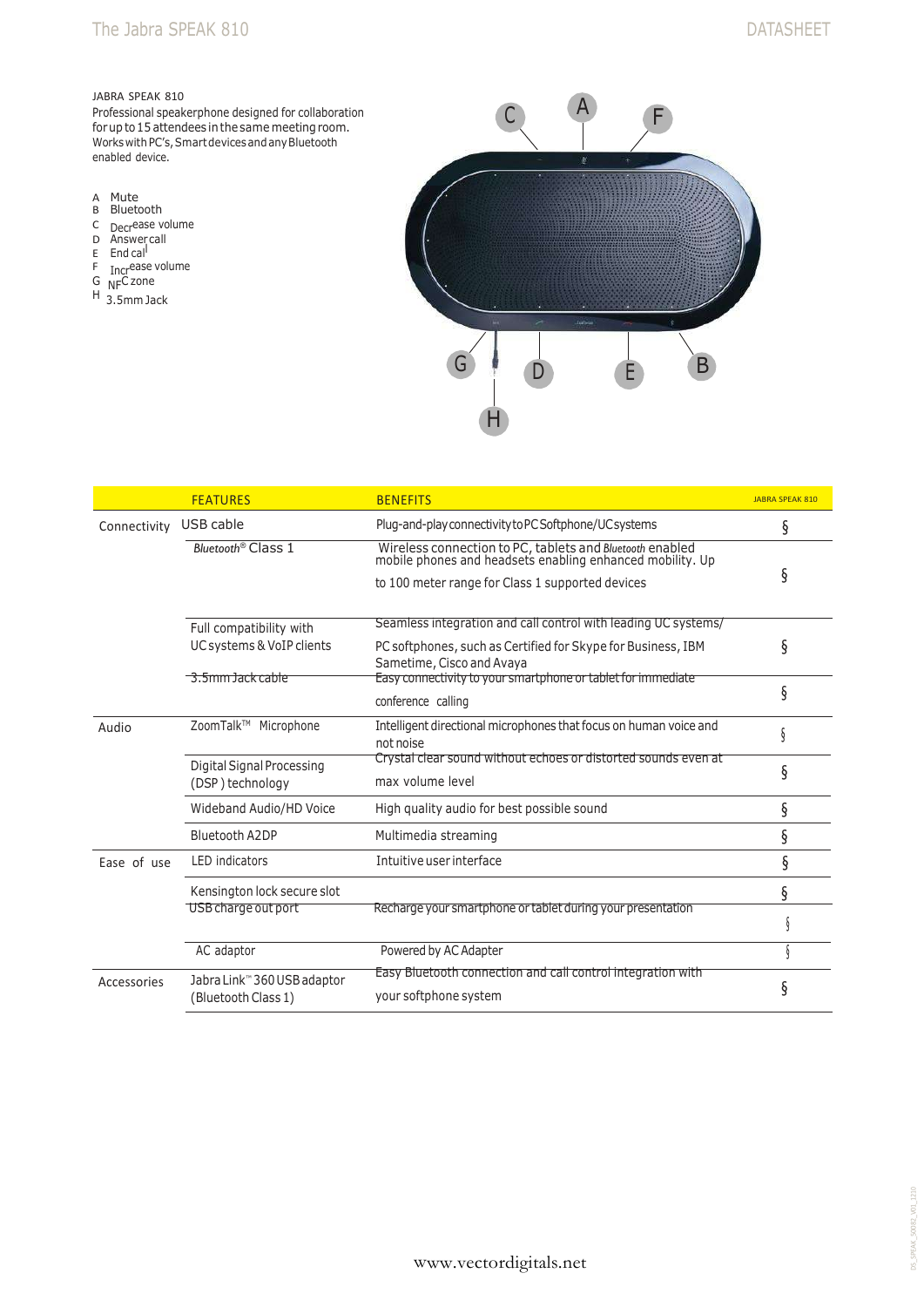JABRA SPEAK 810

Professional speakerphone designed for collaboration for up to 15 attendees in the same meeting room. Works with PC's, Smart devices and any Bluetooth enabled device.

- A Mute
- B Bluetooth
- C Decrease volume
- D Answer call
- E End call
- F Increase volume
- G NFC zone
- H 3.5mm Jack

A
C
F
G
D
E
B
H

| | FEATURES | BENEFITS | JABRA SPEAK 810 |
|---|---|---|---|
| Connectivity | USB cable | Plug-and-play connectivity to PC Softphone/UC systems | § |
| | *Bluetooth*® Class 1 | Wireless connection to PC, tablets and *Bluetooth* enabled mobile phones and headsets enabling enhanced mobility. Up to 100 meter range for Class 1 supported devices | § |
| | Full compatibility with UC systems & VoIP clients | Seamless integration and call control with leading UC systems/ PC softphones, such as Certified for Skype for Business, IBM Sametime, Cisco and Avaya | § |
| | 3.5mm Jack cable | Easy connectivity to your smartphone or tablet for immediate conference calling | § |
| Audio | ZoomTalk™ Microphone | Intelligent directional microphones that focus on human voice and not noise | § |
| | Digital Signal Processing (DSP) technology | Crystal clear sound without echoes or distorted sounds even at max volume level | § |
| | Wideband Audio/HD Voice | High quality audio for best possible sound | § |
| | Bluetooth A2DP | Multimedia streaming | § |
| Ease of use | LED indicators | Intuitive user interface | § |
| | Kensington lock secure slot | | § |
| | USB charge out port | Recharge your smartphone or tablet during your presentation | § |
| | AC adaptor | Powered by AC Adapter | § |
| Accessories | Jabra Link™ 360 USB adaptor (Bluetooth Class 1) | Easy Bluetooth connection and call control integration with your softphone system | § |

www.vectordigitals.net